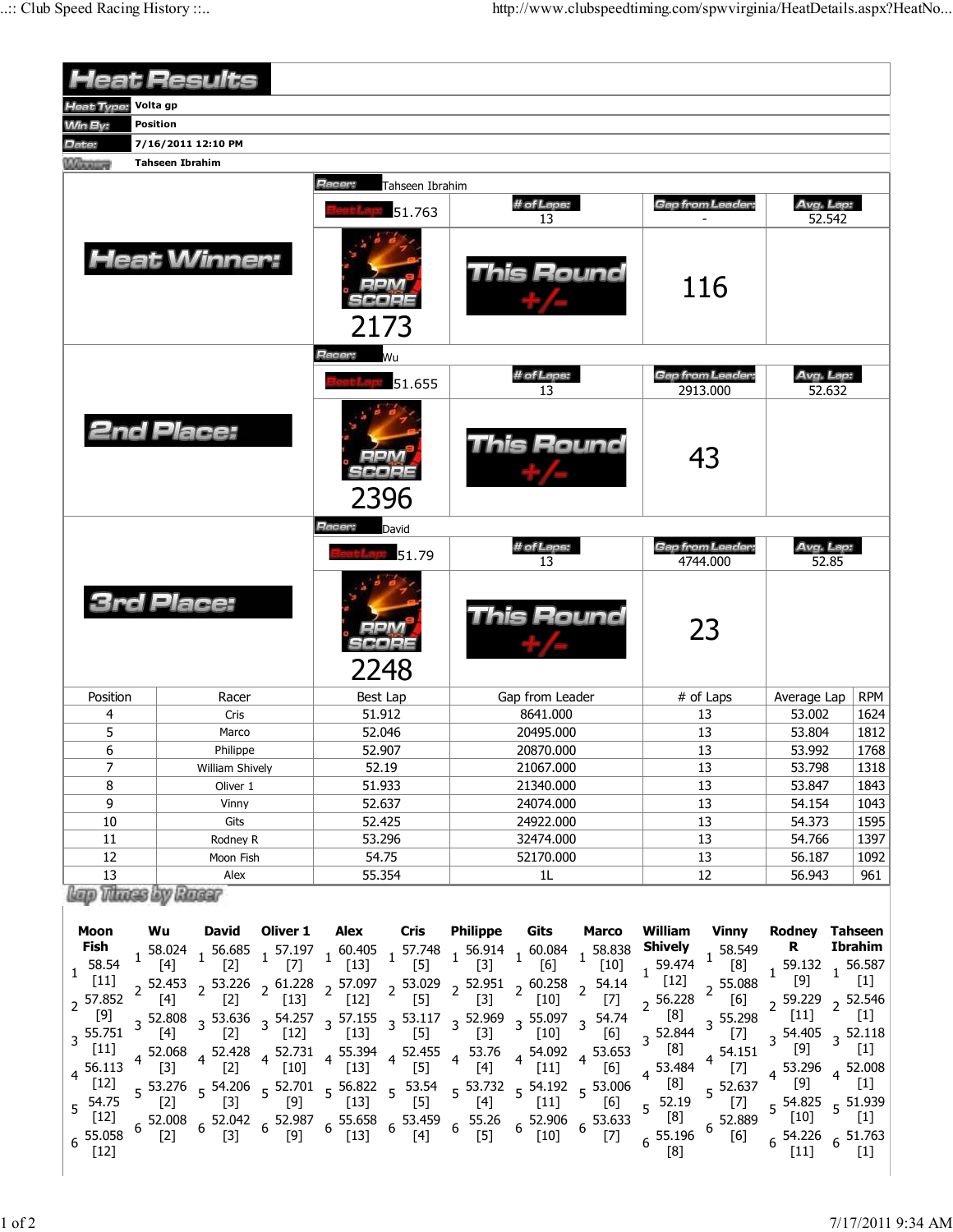# Heat Results

| | |
|---|---|
| Heat Type: | Volta gp |
| Win By: | Position |
| Date: | 7/16/2011 12:10 PM |
| Winner: | Tahseen Ibrahim |

## Heat Winner:

Racer: Tahseen Ibrahim

| Best Lap | # of Laps | Gap from Leader | Avg. Lap |
|---|---|---|---|
| 51.763 | 13 | - | 52.542 |

RPM SCORE: 2173

This Round +/-: 116

## 2nd Place:

Racer: Wu

| Best Lap | # of Laps | Gap from Leader | Avg. Lap |
|---|---|---|---|
| 51.655 | 13 | 2913.000 | 52.632 |

RPM SCORE: 2396

This Round +/-: 43

## 3rd Place:

Racer: David

| Best Lap | # of Laps | Gap from Leader | Avg. Lap |
|---|---|---|---|
| 51.79 | 13 | 4744.000 | 52.85 |

RPM SCORE: 2248

This Round +/-: 23

| Position | Racer | Best Lap | Gap from Leader | # of Laps | Average Lap | RPM |
|---|---|---|---|---|---|---|
| 4 | Cris | 51.912 | 8641.000 | 13 | 53.002 | 1624 |
| 5 | Marco | 52.046 | 20495.000 | 13 | 53.804 | 1812 |
| 6 | Philippe | 52.907 | 20870.000 | 13 | 53.992 | 1768 |
| 7 | William Shively | 52.19 | 21067.000 | 13 | 53.798 | 1318 |
| 8 | Oliver 1 | 51.933 | 21340.000 | 13 | 53.847 | 1843 |
| 9 | Vinny | 52.637 | 24074.000 | 13 | 54.154 | 1043 |
| 10 | Gits | 52.425 | 24922.000 | 13 | 54.373 | 1595 |
| 11 | Rodney R | 53.296 | 32474.000 | 13 | 54.766 | 1397 |
| 12 | Moon Fish | 54.75 | 52170.000 | 13 | 56.187 | 1092 |
| 13 | Alex | 55.354 | 1L | 12 | 56.943 | 961 |

## Lap Times by Racer

| Lap | Moon Fish | Wu | David | Oliver 1 | Alex | Cris | Philippe | Gits | Marco | William Shively | Vinny | Rodney R | Tahseen Ibrahim |
|---|---|---|---|---|---|---|---|---|---|---|---|---|---|
| 1 | 58.54 [11] | 58.024 [4] | 56.685 [2] | 57.197 [7] | 60.405 [13] | 57.748 [5] | 56.914 [3] | 60.084 [6] | 58.838 [10] | 59.474 [12] | 58.549 [8] | 59.132 [9] | 56.587 [1] |
| 2 | 57.852 [9] | 52.453 [4] | 53.226 [2] | 61.228 [13] | 57.097 [12] | 53.029 [5] | 52.951 [3] | 60.258 [10] | 54.14 [7] | 56.228 [8] | 55.088 [6] | 59.229 [11] | 52.546 [1] |
| 3 | 55.751 [11] | 52.808 [4] | 53.636 [2] | 54.257 [12] | 57.155 [13] | 53.117 [5] | 52.969 [3] | 55.097 [10] | 54.74 [6] | 52.844 [8] | 55.298 [7] | 54.405 [9] | 52.118 [1] |
| 4 | 56.113 [12] | 52.068 [3] | 52.428 [2] | 52.731 [10] | 55.394 [13] | 52.455 [5] | 53.76 [4] | 54.092 [11] | 53.653 [6] | 53.484 [8] | 54.151 [7] | 53.296 [9] | 52.008 [1] |
| 5 | 54.75 [12] | 53.276 [2] | 54.206 [3] | 52.701 [9] | 56.822 [13] | 53.54 [5] | 53.732 [4] | 54.192 [11] | 53.006 [6] | 52.19 [8] | 52.637 [7] | 54.825 [10] | 51.939 [1] |
| 6 | 55.058 [12] | 52.008 [2] | 52.042 [3] | 52.987 [9] | 55.658 [13] | 53.459 [4] | 55.26 [5] | 52.906 [10] | 53.633 [7] | 55.196 [8] | 52.889 [6] | 54.226 [11] | 51.763 [1] |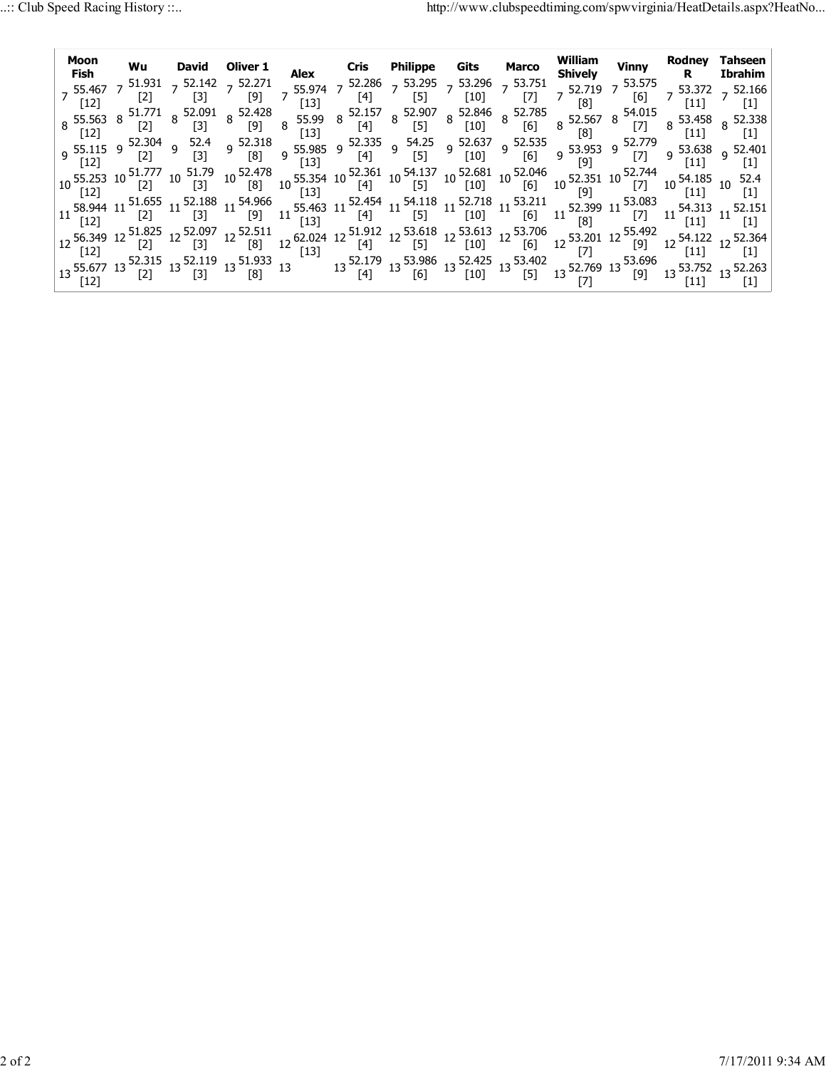| Moon Fish | Wu | David | Oliver 1 | Alex | Cris | Philippe | Gits | Marco | William Shively | Vinny | Rodney R | Tahseen Ibrahim |
|---|---|---|---|---|---|---|---|---|---|---|---|---|
| 7 55.467 [12] | 7 51.931 [2] | 7 52.142 [3] | 7 52.271 [9] | 7 55.974 [13] | 7 52.286 [4] | 7 53.295 [5] | 7 53.296 [10] | 7 53.751 [7] | 7 52.719 [8] | 7 53.575 [6] | 7 53.372 [11] | 7 52.166 [1] |
| 8 55.563 [12] | 8 51.771 [2] | 8 52.091 [3] | 8 52.428 [9] | 8 55.99 [13] | 8 52.157 [4] | 8 52.907 [5] | 8 52.846 [10] | 8 52.785 [6] | 8 52.567 [8] | 8 54.015 [7] | 8 53.458 [11] | 8 52.338 [1] |
| 9 55.115 [12] | 9 52.304 [2] | 9 52.4 [3] | 9 52.318 [8] | 9 55.985 [13] | 9 52.335 [4] | 9 54.25 [5] | 9 52.637 [10] | 9 52.535 [6] | 9 53.953 [9] | 9 52.779 [7] | 9 53.638 [11] | 9 52.401 [1] |
| 10 55.253 [12] | 10 51.777 [2] | 10 51.79 [3] | 10 52.478 [8] | 10 55.354 [13] | 10 52.361 [4] | 10 54.137 [5] | 10 52.681 [10] | 10 52.046 [6] | 10 52.351 [9] | 10 52.744 [7] | 10 54.185 [11] | 10 52.4 [1] |
| 11 58.944 [12] | 11 51.655 [2] | 11 52.188 [3] | 11 54.966 [9] | 11 55.463 [13] | 11 52.454 [4] | 11 54.118 [5] | 11 52.718 [10] | 11 53.211 [6] | 11 52.399 [8] | 11 53.083 [7] | 11 54.313 [11] | 11 52.151 [1] |
| 12 56.349 [12] | 12 51.825 [2] | 12 52.097 [3] | 12 52.511 [8] | 12 62.024 [13] | 12 51.912 [4] | 12 53.618 [5] | 12 53.613 [10] | 12 53.706 [6] | 12 53.201 [7] | 12 55.492 [9] | 12 54.122 [11] | 12 52.364 [1] |
| 13 55.677 [12] | 13 52.315 [2] | 13 52.119 [3] | 13 51.933 [8] | 13 | 13 52.179 [4] | 13 53.986 [6] | 13 52.425 [10] | 13 53.402 [5] | 13 52.769 [7] | 13 53.696 [9] | 13 53.752 [11] | 13 52.263 [1] |